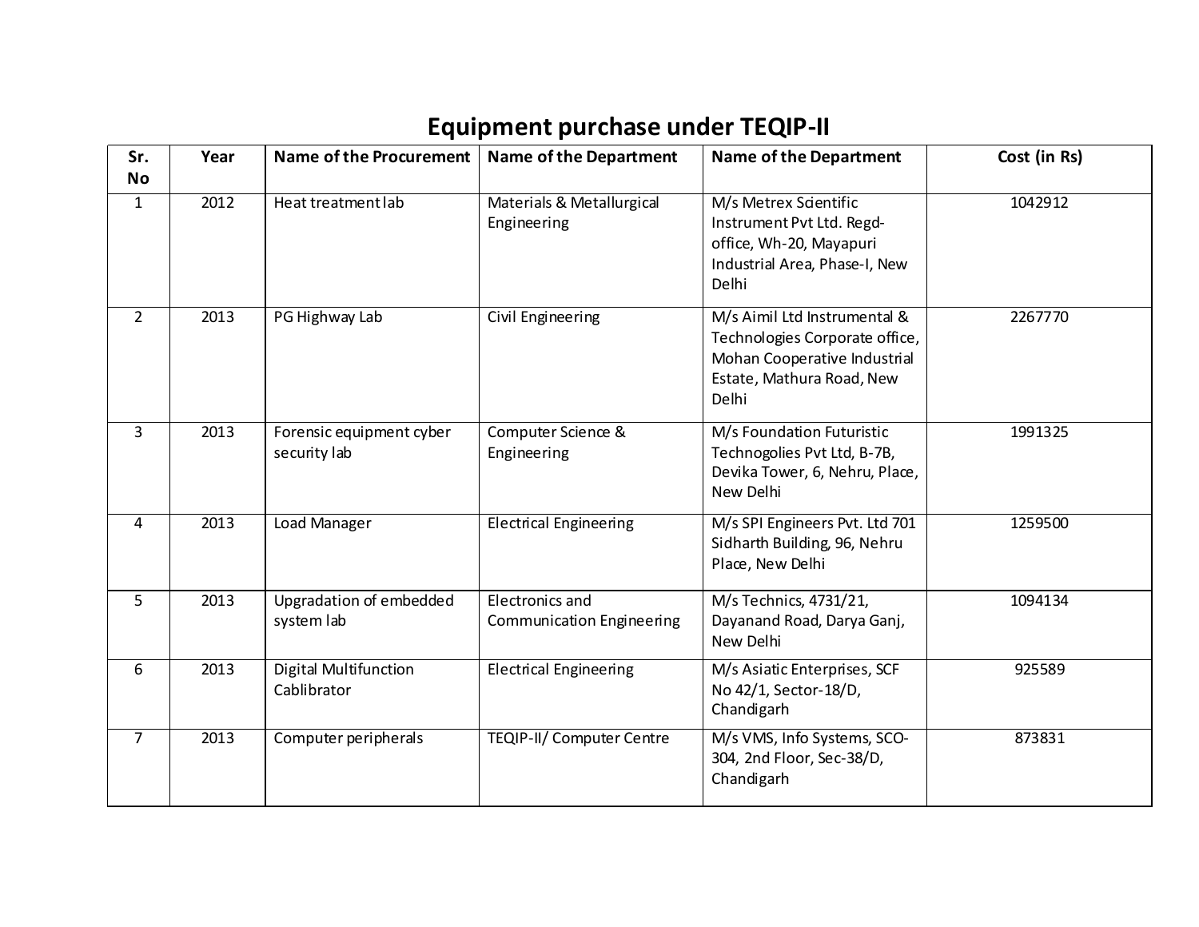# Equipment purchase under TEQIP-II

| Sr. No | Year | Name of the Procurement | Name of the Department | Name of the Department | Cost (in Rs) |
|---|---|---|---|---|---|
| 1 | 2012 | Heat treatment lab | Materials & Metallurgical Engineering | M/s Metrex Scientific Instrument Pvt Ltd. Regd-office, Wh-20, Mayapuri Industrial Area, Phase-I, New Delhi | 1042912 |
| 2 | 2013 | PG Highway Lab | Civil Engineering | M/s Aimil Ltd Instrumental & Technologies Corporate office, Mohan Cooperative Industrial Estate, Mathura Road, New Delhi | 2267770 |
| 3 | 2013 | Forensic equipment cyber security lab | Computer Science & Engineering | M/s Foundation Futuristic Technogolies Pvt Ltd, B-7B, Devika Tower, 6, Nehru, Place, New Delhi | 1991325 |
| 4 | 2013 | Load Manager | Electrical Engineering | M/s SPI Engineers Pvt. Ltd 701 Sidharth Building, 96, Nehru Place, New Delhi | 1259500 |
| 5 | 2013 | Upgradation of embedded system lab | Electronics and Communication Engineering | M/s Technics, 4731/21, Dayanand Road, Darya Ganj, New Delhi | 1094134 |
| 6 | 2013 | Digital Multifunction Cablibrator | Electrical Engineering | M/s Asiatic Enterprises, SCF No 42/1, Sector-18/D, Chandigarh | 925589 |
| 7 | 2013 | Computer peripherals | TEQIP-II/ Computer Centre | M/s VMS, Info Systems, SCO-304, 2nd Floor, Sec-38/D, Chandigarh | 873831 |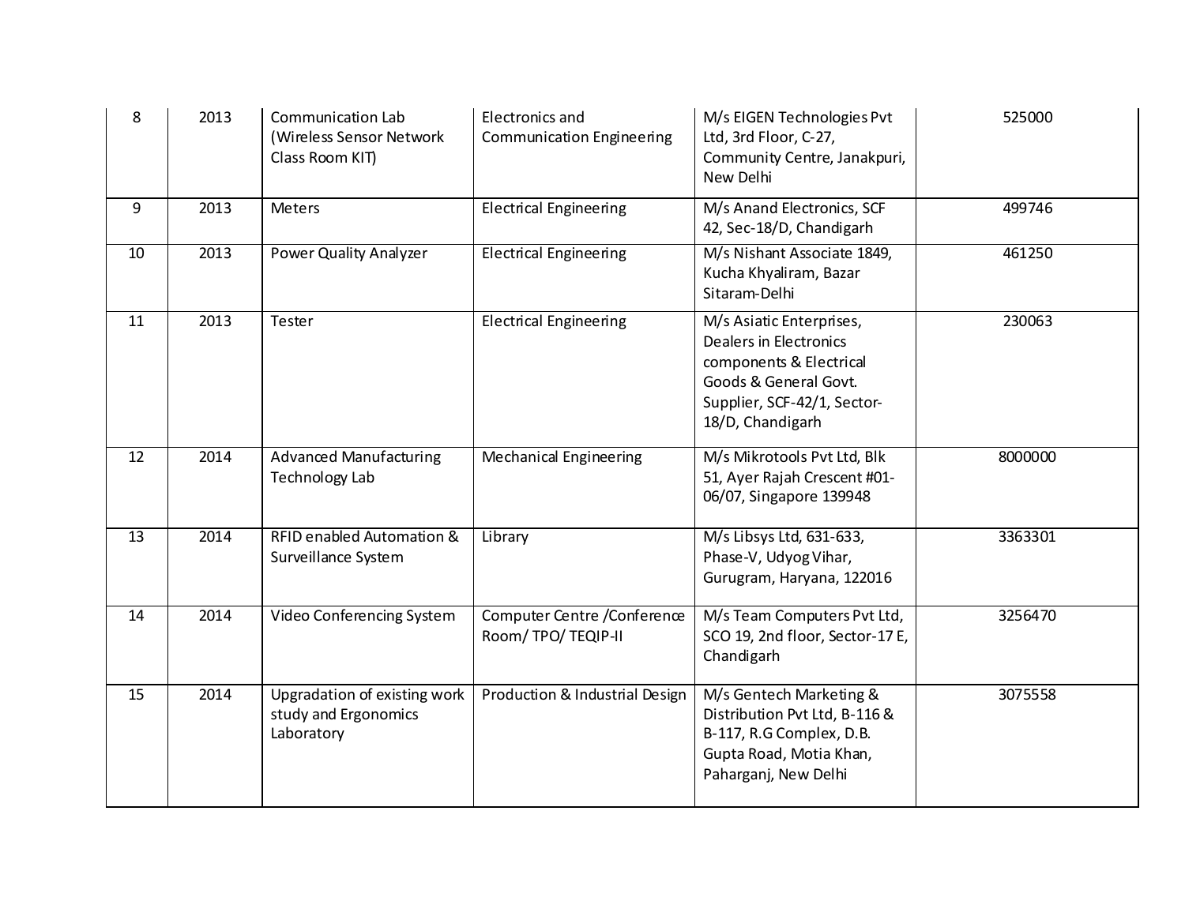| 8 | 2013 | Communication Lab (Wireless Sensor Network Class Room KIT) | Electronics and Communication Engineering | M/s EIGEN Technologies Pvt Ltd, 3rd Floor, C-27, Community Centre, Janakpuri, New Delhi | 525000 |
|---|---|---|---|---|---|
| 9 | 2013 | Meters | Electrical Engineering | M/s Anand Electronics, SCF 42, Sec-18/D, Chandigarh | 499746 |
| 10 | 2013 | Power Quality Analyzer | Electrical Engineering | M/s Nishant Associate 1849, Kucha Khyaliram, Bazar Sitaram-Delhi | 461250 |
| 11 | 2013 | Tester | Electrical Engineering | M/s Asiatic Enterprises, Dealers in Electronics components & Electrical Goods & General Govt. Supplier, SCF-42/1, Sector-18/D, Chandigarh | 230063 |
| 12 | 2014 | Advanced Manufacturing Technology Lab | Mechanical Engineering | M/s Mikrotools Pvt Ltd, Blk 51, Ayer Rajah Crescent #01-06/07, Singapore 139948 | 8000000 |
| 13 | 2014 | RFID enabled Automation & Surveillance System | Library | M/s Libsys Ltd, 631-633, Phase-V, Udyog Vihar, Gurugram, Haryana, 122016 | 3363301 |
| 14 | 2014 | Video Conferencing System | Computer Centre /Conference Room/ TPO/ TEQIP-II | M/s Team Computers Pvt Ltd, SCO 19, 2nd floor, Sector-17 E, Chandigarh | 3256470 |
| 15 | 2014 | Upgradation of existing work study and Ergonomics Laboratory | Production & Industrial Design | M/s Gentech Marketing & Distribution Pvt Ltd, B-116 & B-117, R.G Complex, D.B. Gupta Road, Motia Khan, Paharganj, New Delhi | 3075558 |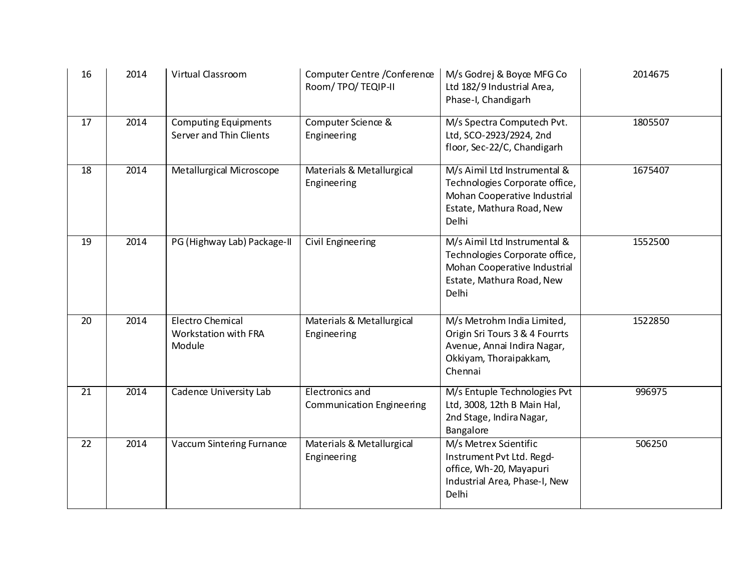| 16 | 2014 | Virtual Classroom | Computer Centre /Conference Room/ TPO/ TEQIP-II | M/s Godrej & Boyce MFG Co Ltd 182/9 Industrial Area, Phase-I, Chandigarh | 2014675 |
|---|---|---|---|---|---|
| 17 | 2014 | Computing Equipments Server and Thin Clients | Computer Science & Engineering | M/s Spectra Computech Pvt. Ltd, SCO-2923/2924, 2nd floor, Sec-22/C, Chandigarh | 1805507 |
| 18 | 2014 | Metallurgical Microscope | Materials & Metallurgical Engineering | M/s Aimil Ltd Instrumental & Technologies Corporate office, Mohan Cooperative Industrial Estate, Mathura Road, New Delhi | 1675407 |
| 19 | 2014 | PG (Highway Lab) Package-II | Civil Engineering | M/s Aimil Ltd Instrumental & Technologies Corporate office, Mohan Cooperative Industrial Estate, Mathura Road, New Delhi | 1552500 |
| 20 | 2014 | Electro Chemical Workstation with FRA Module | Materials & Metallurgical Engineering | M/s Metrohm India Limited, Origin Sri Tours 3 & 4 Fourrts Avenue, Annai Indira Nagar, Okkiyam, Thoraipakkam, Chennai | 1522850 |
| 21 | 2014 | Cadence University Lab | Electronics and Communication Engineering | M/s Entuple Technologies Pvt Ltd, 3008, 12th B Main Hal, 2nd Stage, Indira Nagar, Bangalore | 996975 |
| 22 | 2014 | Vaccum Sintering Furnance | Materials & Metallurgical Engineering | M/s Metrex Scientific Instrument Pvt Ltd. Regd-office, Wh-20, Mayapuri Industrial Area, Phase-I, New Delhi | 506250 |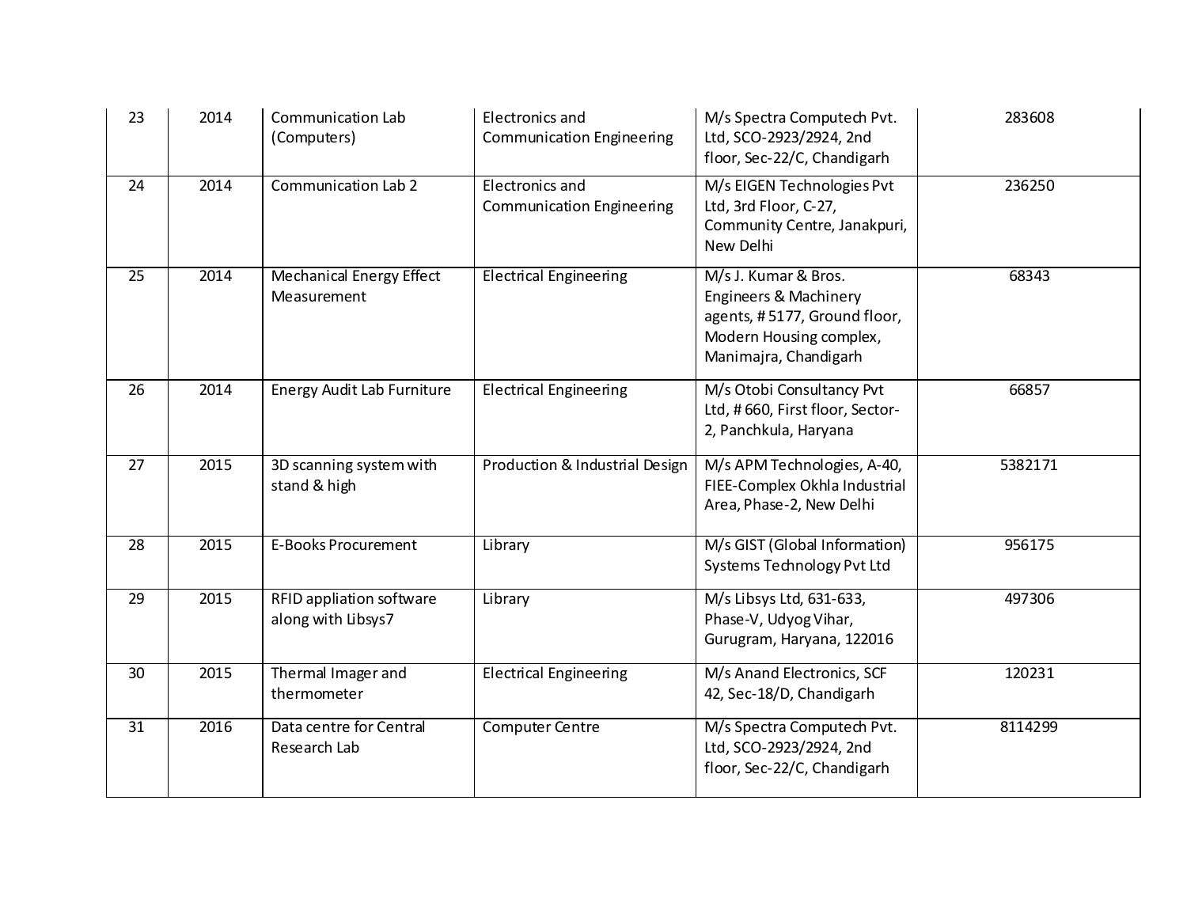| 23 | 2014 | Communication Lab (Computers) | Electronics and Communication Engineering | M/s Spectra Computech Pvt. Ltd, SCO-2923/2924, 2nd floor, Sec-22/C, Chandigarh | 283608 |
|---|---|---|---|---|---|
| 24 | 2014 | Communication Lab 2 | Electronics and Communication Engineering | M/s EIGEN Technologies Pvt Ltd, 3rd Floor, C-27, Community Centre, Janakpuri, New Delhi | 236250 |
| 25 | 2014 | Mechanical Energy Effect Measurement | Electrical Engineering | M/s J. Kumar & Bros. Engineers & Machinery agents, # 5177, Ground floor, Modern Housing complex, Manimajra, Chandigarh | 68343 |
| 26 | 2014 | Energy Audit Lab Furniture | Electrical Engineering | M/s Otobi Consultancy Pvt Ltd, # 660, First floor, Sector-2, Panchkula, Haryana | 66857 |
| 27 | 2015 | 3D scanning system with stand & high | Production & Industrial Design | M/s APM Technologies, A-40, FIEE-Complex Okhla Industrial Area, Phase-2, New Delhi | 5382171 |
| 28 | 2015 | E-Books Procurement | Library | M/s GIST (Global Information) Systems Technology Pvt Ltd | 956175 |
| 29 | 2015 | RFID appliation software along with Libsys7 | Library | M/s Libsys Ltd, 631-633, Phase-V, Udyog Vihar, Gurugram, Haryana, 122016 | 497306 |
| 30 | 2015 | Thermal Imager and thermometer | Electrical Engineering | M/s Anand Electronics, SCF 42, Sec-18/D, Chandigarh | 120231 |
| 31 | 2016 | Data centre for Central Research Lab | Computer Centre | M/s Spectra Computech Pvt. Ltd, SCO-2923/2924, 2nd floor, Sec-22/C, Chandigarh | 8114299 |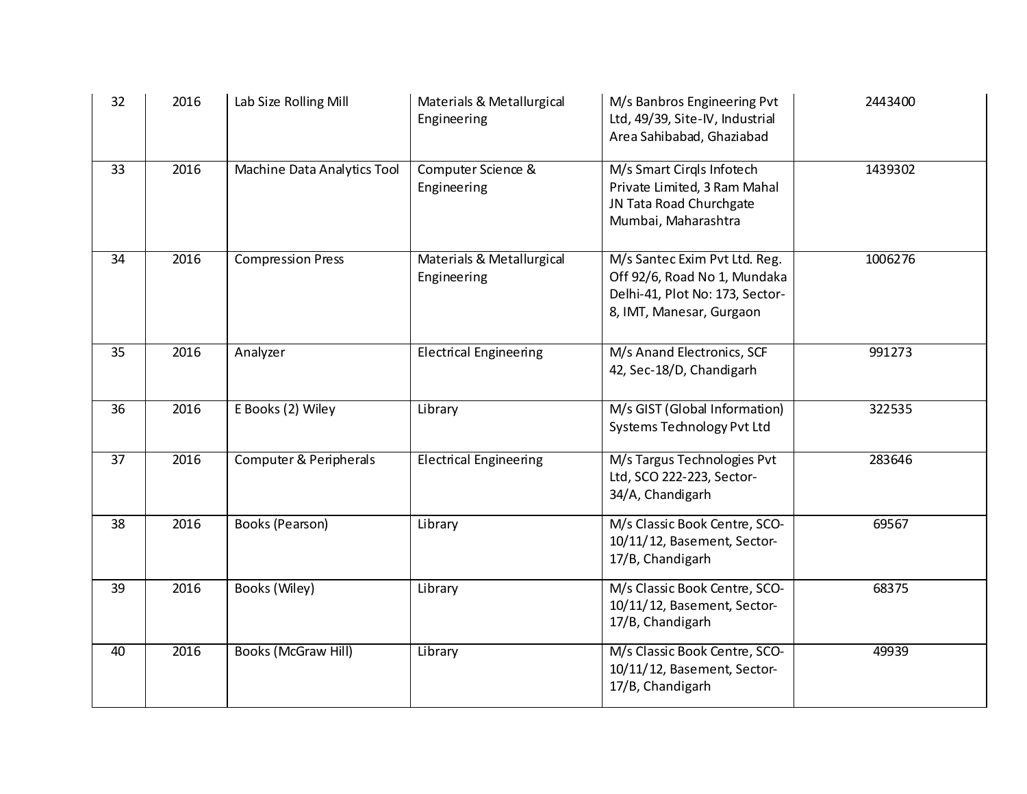| 32 | 2016 | Lab Size Rolling Mill | Materials & Metallurgical Engineering | M/s Banbros Engineering Pvt Ltd, 49/39, Site-IV, Industrial Area Sahibabad, Ghaziabad | 2443400 |
|---|---|---|---|---|---|
| 33 | 2016 | Machine Data Analytics Tool | Computer Science & Engineering | M/s Smart Cirqls Infotech Private Limited, 3 Ram Mahal JN Tata Road Churchgate Mumbai, Maharashtra | 1439302 |
| 34 | 2016 | Compression Press | Materials & Metallurgical Engineering | M/s Santec Exim Pvt Ltd. Reg. Off 92/6, Road No 1, Mundaka Delhi-41, Plot No: 173, Sector-8, IMT, Manesar, Gurgaon | 1006276 |
| 35 | 2016 | Analyzer | Electrical Engineering | M/s Anand Electronics, SCF 42, Sec-18/D, Chandigarh | 991273 |
| 36 | 2016 | E Books (2) Wiley | Library | M/s GIST (Global Information) Systems Technology Pvt Ltd | 322535 |
| 37 | 2016 | Computer & Peripherals | Electrical Engineering | M/s Targus Technologies Pvt Ltd, SCO 222-223, Sector-34/A, Chandigarh | 283646 |
| 38 | 2016 | Books (Pearson) | Library | M/s Classic Book Centre, SCO-10/11/12, Basement, Sector-17/B, Chandigarh | 69567 |
| 39 | 2016 | Books (Wiley) | Library | M/s Classic Book Centre, SCO-10/11/12, Basement, Sector-17/B, Chandigarh | 68375 |
| 40 | 2016 | Books (McGraw Hill) | Library | M/s Classic Book Centre, SCO-10/11/12, Basement, Sector-17/B, Chandigarh | 49939 |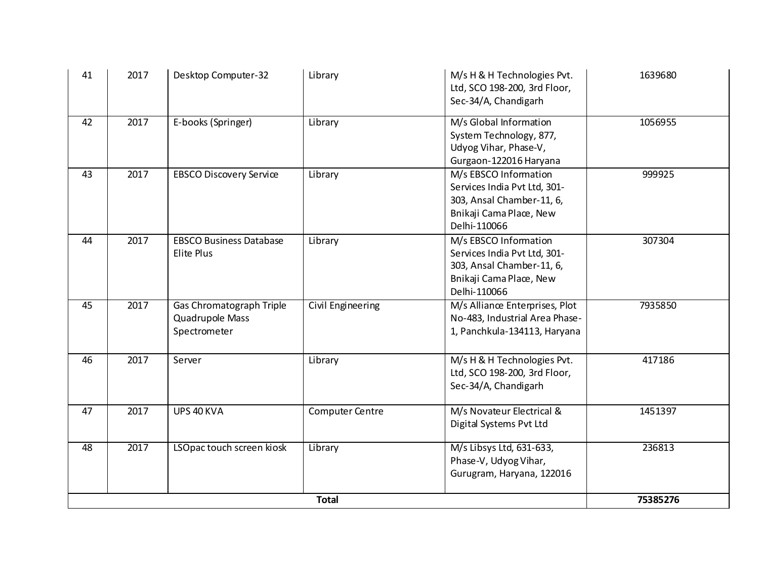| | | | | | |
|---|---|---|---|---|---|
| 41 | 2017 | Desktop Computer-32 | Library | M/s H & H Technologies Pvt. Ltd, SCO 198-200, 3rd Floor, Sec-34/A, Chandigarh | 1639680 |
| 42 | 2017 | E-books (Springer) | Library | M/s Global Information System Technology, 877, Udyog Vihar, Phase-V, Gurgaon-122016 Haryana | 1056955 |
| 43 | 2017 | EBSCO Discovery Service | Library | M/s EBSCO Information Services India Pvt Ltd, 301-303, Ansal Chamber-11, 6, Bnikaji Cama Place, New Delhi-110066 | 999925 |
| 44 | 2017 | EBSCO Business Database Elite Plus | Library | M/s EBSCO Information Services India Pvt Ltd, 301-303, Ansal Chamber-11, 6, Bnikaji Cama Place, New Delhi-110066 | 307304 |
| 45 | 2017 | Gas Chromatograph Triple Quadrupole Mass Spectrometer | Civil Engineering | M/s Alliance Enterprises, Plot No-483, Industrial Area Phase-1, Panchkula-134113, Haryana | 7935850 |
| 46 | 2017 | Server | Library | M/s H & H Technologies Pvt. Ltd, SCO 198-200, 3rd Floor, Sec-34/A, Chandigarh | 417186 |
| 47 | 2017 | UPS 40 KVA | Computer Centre | M/s Novateur Electrical & Digital Systems Pvt Ltd | 1451397 |
| 48 | 2017 | LSOpac touch screen kiosk | Library | M/s Libsys Ltd, 631-633, Phase-V, Udyog Vihar, Gurugram, Haryana, 122016 | 236813 |
| **Total** | | | | | **75385276** |